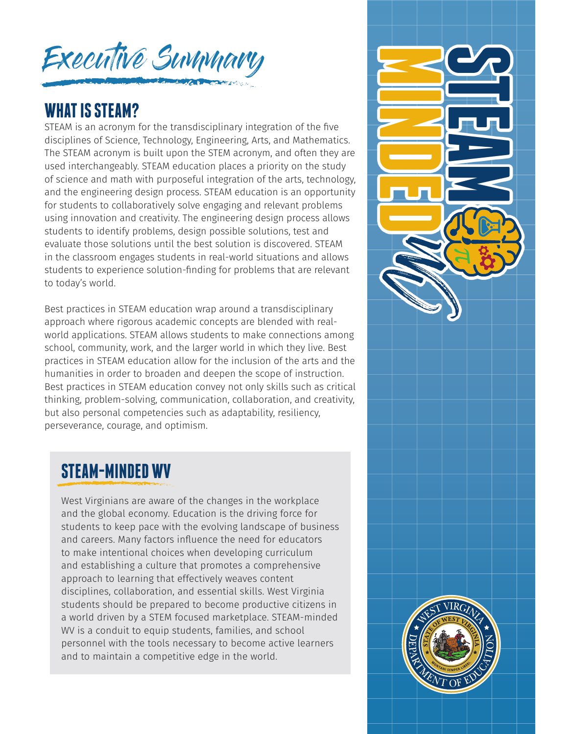# Executive Summary

## WHAT IS STEAM?

STEAM is an acronym for the transdisciplinary integration of the five disciplines of Science, Technology, Engineering, Arts, and Mathematics. The STEAM acronym is built upon the STEM acronym, and often they are used interchangeably. STEAM education places a priority on the study of science and math with purposeful integration of the arts, technology, and the engineering design process. STEAM education is an opportunity for students to collaboratively solve engaging and relevant problems using innovation and creativity. The engineering design process allows students to identify problems, design possible solutions, test and evaluate those solutions until the best solution is discovered. STEAM in the classroom engages students in real-world situations and allows students to experience solution-finding for problems that are relevant to today's world.

Best practices in STEAM education wrap around a transdisciplinary approach where rigorous academic concepts are blended with real-world applications. STEAM allows students to make connections among school, community, work, and the larger world in which they live. Best practices in STEAM education allow for the inclusion of the arts and the humanities in order to broaden and deepen the scope of instruction. Best practices in STEAM education convey not only skills such as critical thinking, problem-solving, communication, collaboration, and creativity, but also personal competencies such as adaptability, resiliency, perseverance, courage, and optimism.

## STEAM-MINDED WV

West Virginians are aware of the changes in the workplace and the global economy. Education is the driving force for students to keep pace with the evolving landscape of business and careers. Many factors influence the need for educators to make intentional choices when developing curriculum and establishing a culture that promotes a comprehensive approach to learning that effectively weaves content disciplines, collaboration, and essential skills. West Virginia students should be prepared to become productive citizens in a world driven by a STEM focused marketplace. STEAM-minded WV is a conduit to equip students, families, and school personnel with the tools necessary to become active learners and to maintain a competitive edge in the world.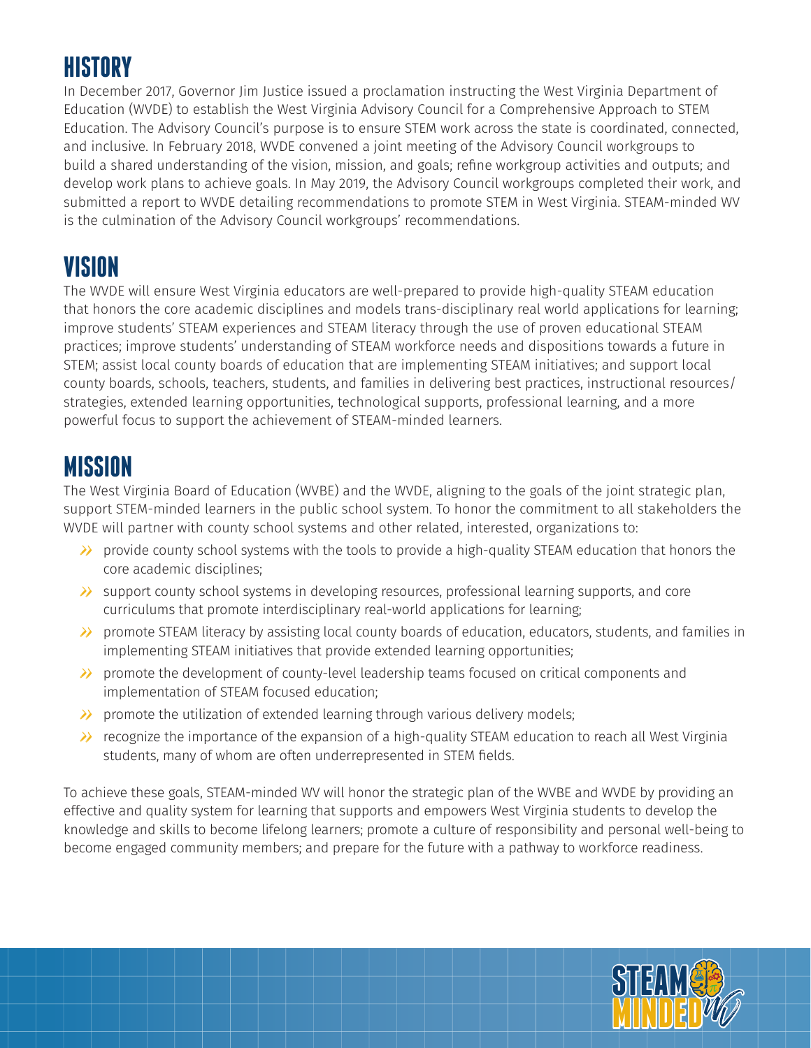## HISTORY

In December 2017, Governor Jim Justice issued a proclamation instructing the West Virginia Department of Education (WVDE) to establish the West Virginia Advisory Council for a Comprehensive Approach to STEM Education. The Advisory Council's purpose is to ensure STEM work across the state is coordinated, connected, and inclusive. In February 2018, WVDE convened a joint meeting of the Advisory Council workgroups to build a shared understanding of the vision, mission, and goals; refine workgroup activities and outputs; and develop work plans to achieve goals. In May 2019, the Advisory Council workgroups completed their work, and submitted a report to WVDE detailing recommendations to promote STEM in West Virginia. STEAM-minded WV is the culmination of the Advisory Council workgroups' recommendations.

## VISION

The WVDE will ensure West Virginia educators are well-prepared to provide high-quality STEAM education that honors the core academic disciplines and models trans-disciplinary real world applications for learning; improve students' STEAM experiences and STEAM literacy through the use of proven educational STEAM practices; improve students' understanding of STEAM workforce needs and dispositions towards a future in STEM; assist local county boards of education that are implementing STEAM initiatives; and support local county boards, schools, teachers, students, and families in delivering best practices, instructional resources/strategies, extended learning opportunities, technological supports, professional learning, and a more powerful focus to support the achievement of STEAM-minded learners.

## MISSION

The West Virginia Board of Education (WVBE) and the WVDE, aligning to the goals of the joint strategic plan, support STEM-minded learners in the public school system. To honor the commitment to all stakeholders the WVDE will partner with county school systems and other related, interested, organizations to:

- provide county school systems with the tools to provide a high-quality STEAM education that honors the core academic disciplines;
- support county school systems in developing resources, professional learning supports, and core curriculums that promote interdisciplinary real-world applications for learning;
- promote STEAM literacy by assisting local county boards of education, educators, students, and families in implementing STEAM initiatives that provide extended learning opportunities;
- promote the development of county-level leadership teams focused on critical components and implementation of STEAM focused education;
- promote the utilization of extended learning through various delivery models;
- recognize the importance of the expansion of a high-quality STEAM education to reach all West Virginia students, many of whom are often underrepresented in STEM fields.

To achieve these goals, STEAM-minded WV will honor the strategic plan of the WVBE and WVDE by providing an effective and quality system for learning that supports and empowers West Virginia students to develop the knowledge and skills to become lifelong learners; promote a culture of responsibility and personal well-being to become engaged community members; and prepare for the future with a pathway to workforce readiness.

STEAM MINDED WV